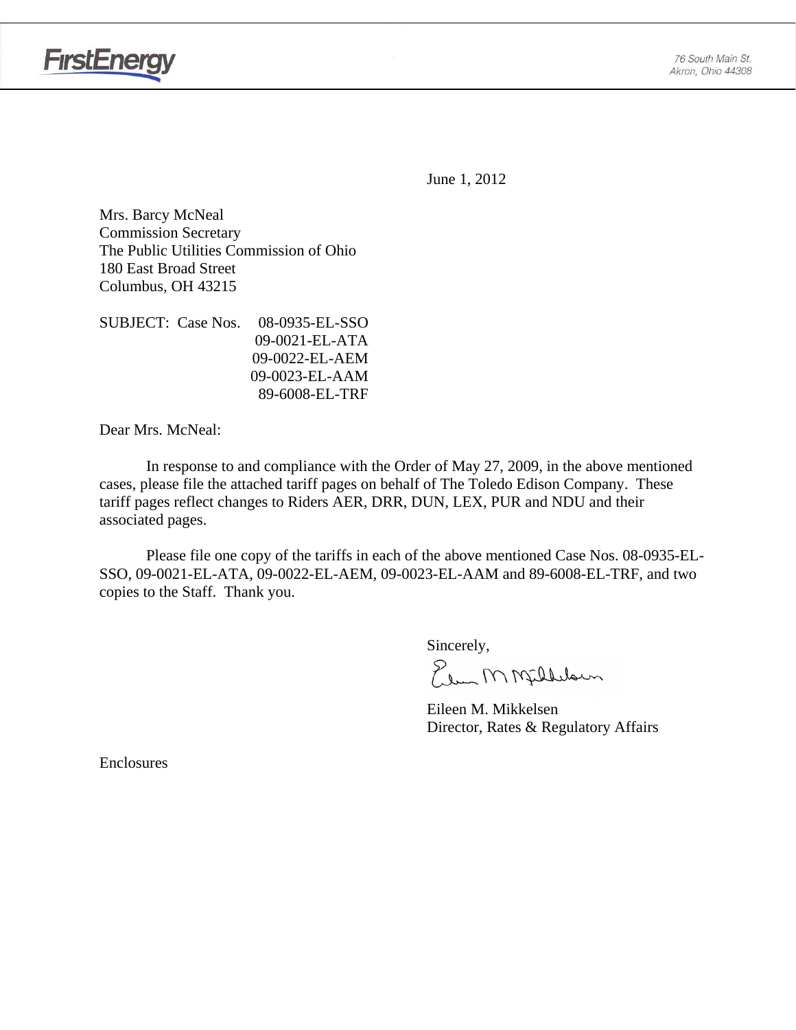FirstEnergy

76 South Main St.
Akron, Ohio 44308

June 1, 2012

Mrs. Barcy McNeal
Commission Secretary
The Public Utilities Commission of Ohio
180 East Broad Street
Columbus, OH 43215

SUBJECT: Case Nos. 08-0935-EL-SSO
09-0021-EL-ATA
09-0022-EL-AEM
09-0023-EL-AAM
89-6008-EL-TRF

Dear Mrs. McNeal:

In response to and compliance with the Order of May 27, 2009, in the above mentioned cases, please file the attached tariff pages on behalf of The Toledo Edison Company. These tariff pages reflect changes to Riders AER, DRR, DUN, LEX, PUR and NDU and their associated pages.

Please file one copy of the tariffs in each of the above mentioned Case Nos. 08-0935-EL-SSO, 09-0021-EL-ATA, 09-0022-EL-AEM, 09-0023-EL-AAM and 89-6008-EL-TRF, and two copies to the Staff. Thank you.

Sincerely,

Eileen M. Mikkelsen
Director, Rates & Regulatory Affairs

Enclosures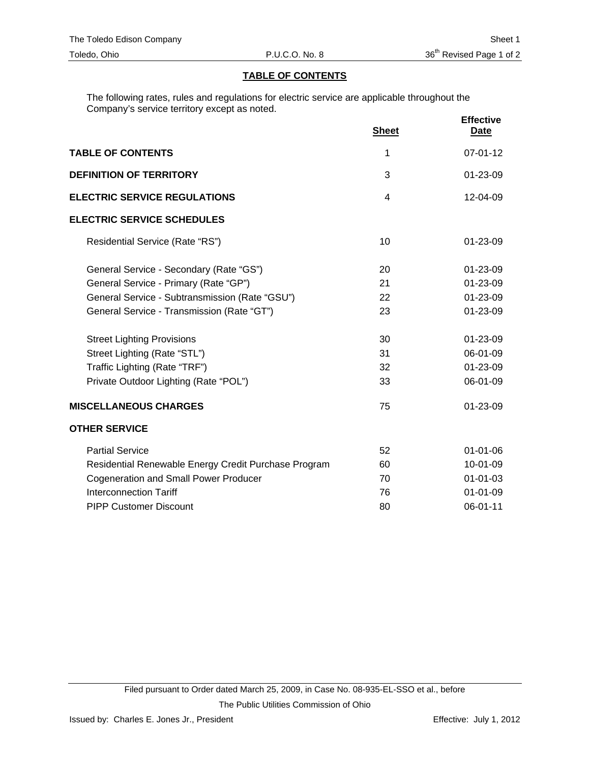## TABLE OF CONTENTS

The following rates, rules and regulations for electric service are applicable throughout the Company's service territory except as noted.

| | Sheet | Effective Date |
|---|---|---|
| **TABLE OF CONTENTS** | 1 | 07-01-12 |
| **DEFINITION OF TERRITORY** | 3 | 01-23-09 |
| **ELECTRIC SERVICE REGULATIONS** | 4 | 12-04-09 |
| **ELECTRIC SERVICE SCHEDULES** | | |
| Residential Service (Rate "RS") | 10 | 01-23-09 |
| General Service - Secondary (Rate "GS") | 20 | 01-23-09 |
| General Service - Primary (Rate "GP") | 21 | 01-23-09 |
| General Service - Subtransmission (Rate "GSU") | 22 | 01-23-09 |
| General Service - Transmission (Rate "GT") | 23 | 01-23-09 |
| Street Lighting Provisions | 30 | 01-23-09 |
| Street Lighting (Rate "STL") | 31 | 06-01-09 |
| Traffic Lighting (Rate "TRF") | 32 | 01-23-09 |
| Private Outdoor Lighting (Rate "POL") | 33 | 06-01-09 |
| **MISCELLANEOUS CHARGES** | 75 | 01-23-09 |
| **OTHER SERVICE** | | |
| Partial Service | 52 | 01-01-06 |
| Residential Renewable Energy Credit Purchase Program | 60 | 10-01-09 |
| Cogeneration and Small Power Producer | 70 | 01-01-03 |
| Interconnection Tariff | 76 | 01-01-09 |
| PIPP Customer Discount | 80 | 06-01-11 |

Filed pursuant to Order dated March 25, 2009, in Case No. 08-935-EL-SSO et al., before The Public Utilities Commission of Ohio

Issued by: Charles E. Jones Jr., President

Effective: July 1, 2012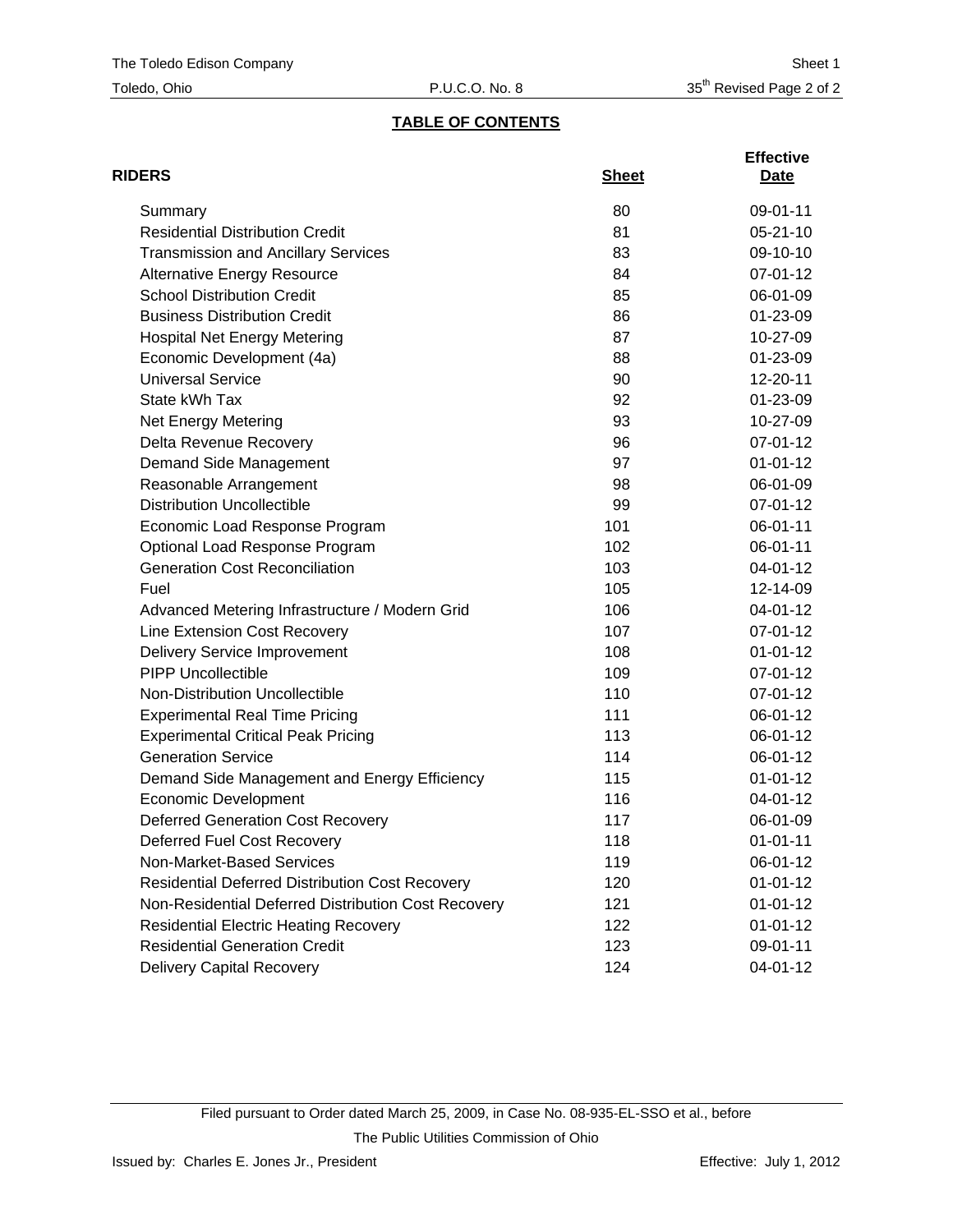## TABLE OF CONTENTS

| RIDERS | Sheet | Effective Date |
|---|---|---|
| Summary | 80 | 09-01-11 |
| Residential Distribution Credit | 81 | 05-21-10 |
| Transmission and Ancillary Services | 83 | 09-10-10 |
| Alternative Energy Resource | 84 | 07-01-12 |
| School Distribution Credit | 85 | 06-01-09 |
| Business Distribution Credit | 86 | 01-23-09 |
| Hospital Net Energy Metering | 87 | 10-27-09 |
| Economic Development (4a) | 88 | 01-23-09 |
| Universal Service | 90 | 12-20-11 |
| State kWh Tax | 92 | 01-23-09 |
| Net Energy Metering | 93 | 10-27-09 |
| Delta Revenue Recovery | 96 | 07-01-12 |
| Demand Side Management | 97 | 01-01-12 |
| Reasonable Arrangement | 98 | 06-01-09 |
| Distribution Uncollectible | 99 | 07-01-12 |
| Economic Load Response Program | 101 | 06-01-11 |
| Optional Load Response Program | 102 | 06-01-11 |
| Generation Cost Reconciliation | 103 | 04-01-12 |
| Fuel | 105 | 12-14-09 |
| Advanced Metering Infrastructure / Modern Grid | 106 | 04-01-12 |
| Line Extension Cost Recovery | 107 | 07-01-12 |
| Delivery Service Improvement | 108 | 01-01-12 |
| PIPP Uncollectible | 109 | 07-01-12 |
| Non-Distribution Uncollectible | 110 | 07-01-12 |
| Experimental Real Time Pricing | 111 | 06-01-12 |
| Experimental Critical Peak Pricing | 113 | 06-01-12 |
| Generation Service | 114 | 06-01-12 |
| Demand Side Management and Energy Efficiency | 115 | 01-01-12 |
| Economic Development | 116 | 04-01-12 |
| Deferred Generation Cost Recovery | 117 | 06-01-09 |
| Deferred Fuel Cost Recovery | 118 | 01-01-11 |
| Non-Market-Based Services | 119 | 06-01-12 |
| Residential Deferred Distribution Cost Recovery | 120 | 01-01-12 |
| Non-Residential Deferred Distribution Cost Recovery | 121 | 01-01-12 |
| Residential Electric Heating Recovery | 122 | 01-01-12 |
| Residential Generation Credit | 123 | 09-01-11 |
| Delivery Capital Recovery | 124 | 04-01-12 |

Filed pursuant to Order dated March 25, 2009, in Case No. 08-935-EL-SSO et al., before The Public Utilities Commission of Ohio

Issued by: Charles E. Jones Jr., President

Effective: July 1, 2012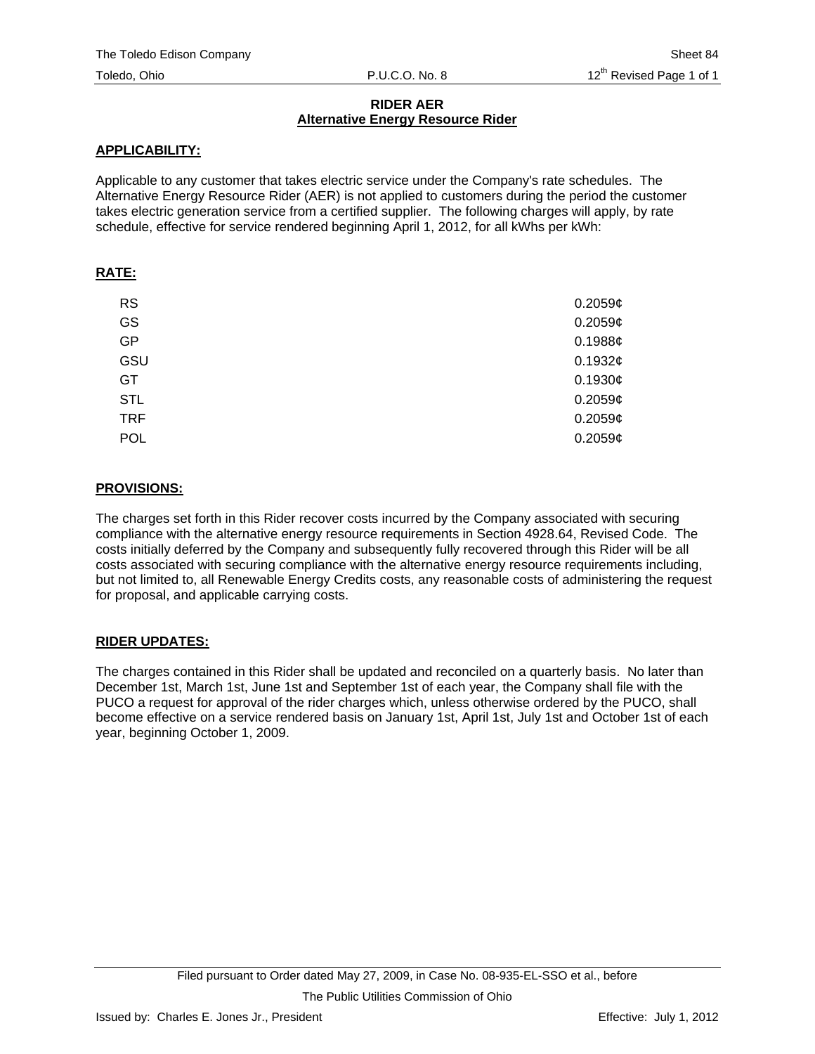# RIDER AER
## Alternative Energy Resource Rider

**APPLICABILITY:**

Applicable to any customer that takes electric service under the Company's rate schedules. The Alternative Energy Resource Rider (AER) is not applied to customers during the period the customer takes electric generation service from a certified supplier. The following charges will apply, by rate schedule, effective for service rendered beginning April 1, 2012, for all kWhs per kWh:

**RATE:**

| | |
|---|---|
| RS | 0.2059¢ |
| GS | 0.2059¢ |
| GP | 0.1988¢ |
| GSU | 0.1932¢ |
| GT | 0.1930¢ |
| STL | 0.2059¢ |
| TRF | 0.2059¢ |
| POL | 0.2059¢ |

**PROVISIONS:**

The charges set forth in this Rider recover costs incurred by the Company associated with securing compliance with the alternative energy resource requirements in Section 4928.64, Revised Code. The costs initially deferred by the Company and subsequently fully recovered through this Rider will be all costs associated with securing compliance with the alternative energy resource requirements including, but not limited to, all Renewable Energy Credits costs, any reasonable costs of administering the request for proposal, and applicable carrying costs.

**RIDER UPDATES:**

The charges contained in this Rider shall be updated and reconciled on a quarterly basis. No later than December 1st, March 1st, June 1st and September 1st of each year, the Company shall file with the PUCO a request for approval of the rider charges which, unless otherwise ordered by the PUCO, shall become effective on a service rendered basis on January 1st, April 1st, July 1st and October 1st of each year, beginning October 1, 2009.

Filed pursuant to Order dated May 27, 2009, in Case No. 08-935-EL-SSO et al., before The Public Utilities Commission of Ohio

Issued by: Charles E. Jones Jr., President

Effective: July 1, 2012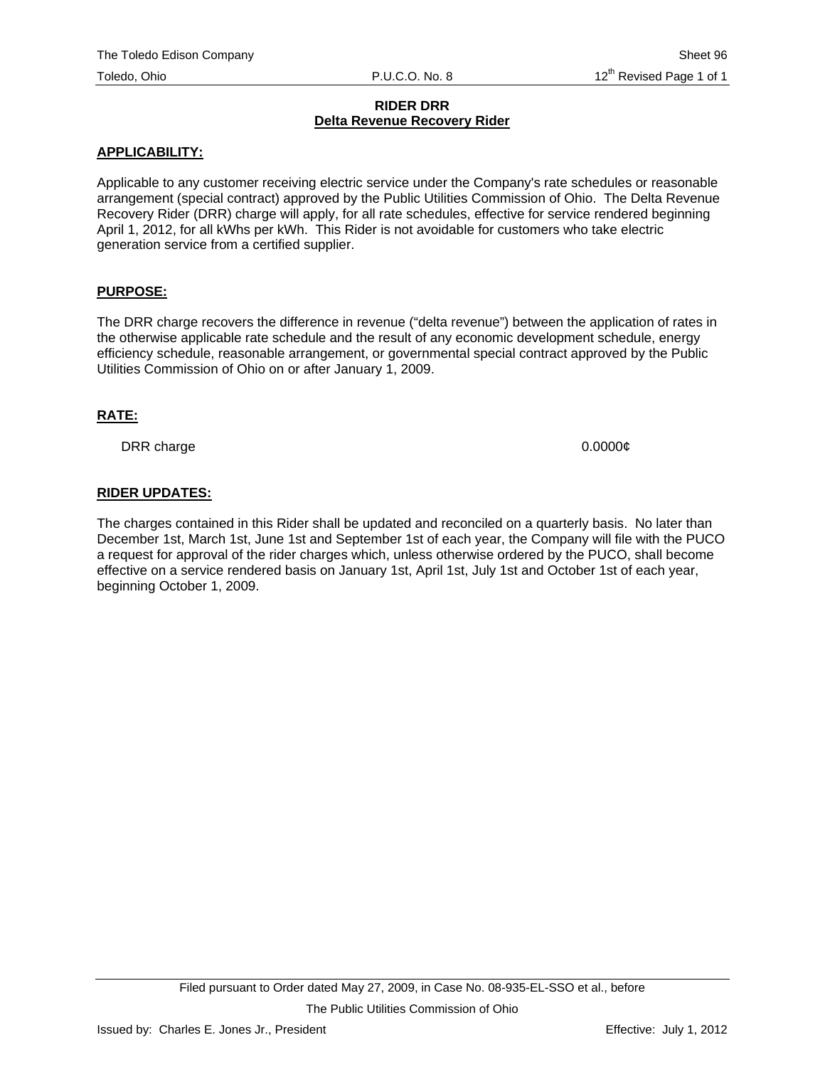# RIDER DRR
## Delta Revenue Recovery Rider

**APPLICABILITY:**

Applicable to any customer receiving electric service under the Company's rate schedules or reasonable arrangement (special contract) approved by the Public Utilities Commission of Ohio. The Delta Revenue Recovery Rider (DRR) charge will apply, for all rate schedules, effective for service rendered beginning April 1, 2012, for all kWhs per kWh. This Rider is not avoidable for customers who take electric generation service from a certified supplier.

**PURPOSE:**

The DRR charge recovers the difference in revenue ("delta revenue") between the application of rates in the otherwise applicable rate schedule and the result of any economic development schedule, energy efficiency schedule, reasonable arrangement, or governmental special contract approved by the Public Utilities Commission of Ohio on or after January 1, 2009.

**RATE:**

| | |
|---|---|
| DRR charge | 0.0000¢ |

**RIDER UPDATES:**

The charges contained in this Rider shall be updated and reconciled on a quarterly basis. No later than December 1st, March 1st, June 1st and September 1st of each year, the Company will file with the PUCO a request for approval of the rider charges which, unless otherwise ordered by the PUCO, shall become effective on a service rendered basis on January 1st, April 1st, July 1st and October 1st of each year, beginning October 1, 2009.

Filed pursuant to Order dated May 27, 2009, in Case No. 08-935-EL-SSO et al., before The Public Utilities Commission of Ohio

Issued by: Charles E. Jones Jr., President

Effective: July 1, 2012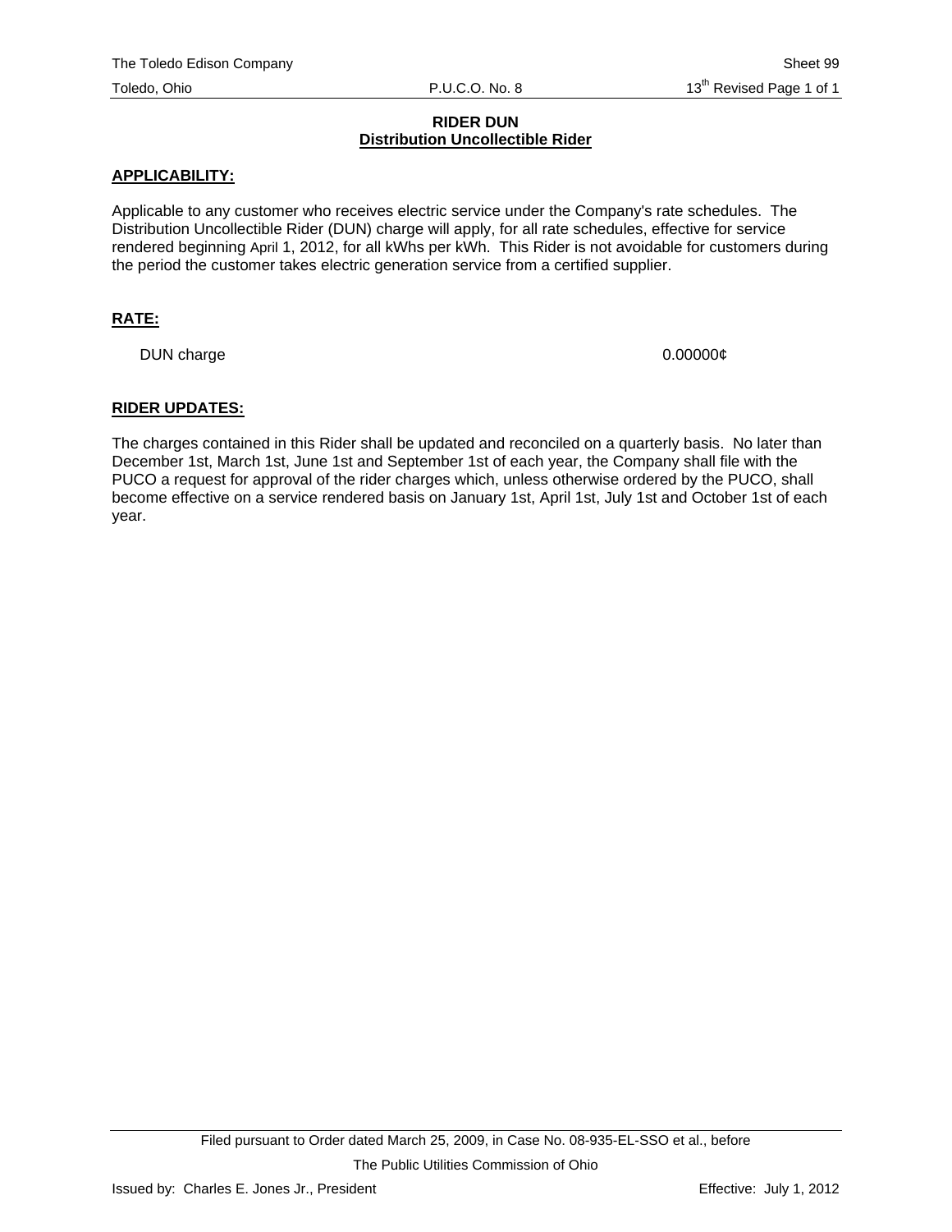# RIDER DUN
## Distribution Uncollectible Rider

**APPLICABILITY:**

Applicable to any customer who receives electric service under the Company's rate schedules. The Distribution Uncollectible Rider (DUN) charge will apply, for all rate schedules, effective for service rendered beginning April 1, 2012, for all kWhs per kWh. This Rider is not avoidable for customers during the period the customer takes electric generation service from a certified supplier.

**RATE:**

| | |
|---|---|
| DUN charge | 0.00000¢ |

**RIDER UPDATES:**

The charges contained in this Rider shall be updated and reconciled on a quarterly basis. No later than December 1st, March 1st, June 1st and September 1st of each year, the Company shall file with the PUCO a request for approval of the rider charges which, unless otherwise ordered by the PUCO, shall become effective on a service rendered basis on January 1st, April 1st, July 1st and October 1st of each year.

Filed pursuant to Order dated March 25, 2009, in Case No. 08-935-EL-SSO et al., before The Public Utilities Commission of Ohio

Issued by: Charles E. Jones Jr., President

Effective: July 1, 2012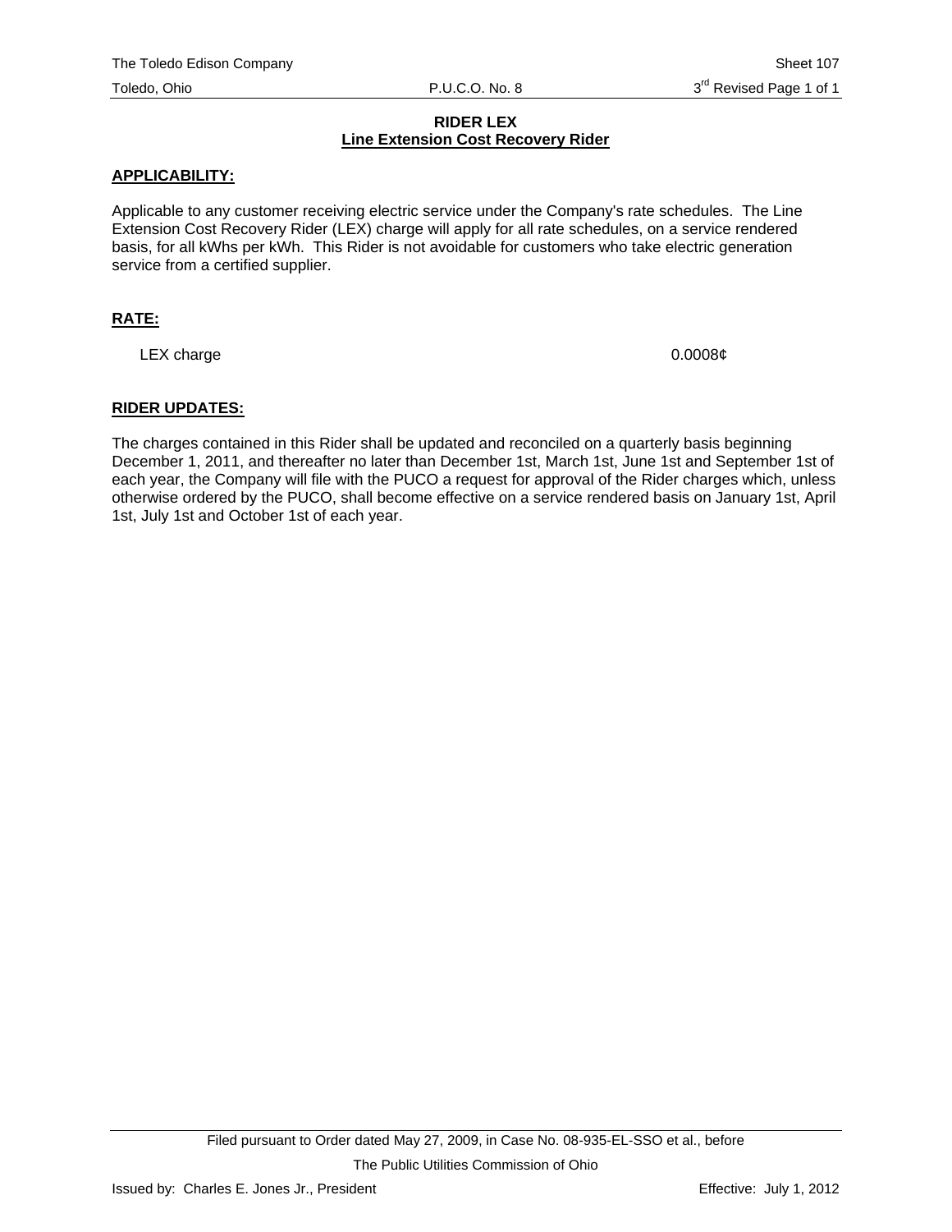# RIDER LEX

## Line Extension Cost Recovery Rider

### APPLICABILITY:

Applicable to any customer receiving electric service under the Company's rate schedules. The Line Extension Cost Recovery Rider (LEX) charge will apply for all rate schedules, on a service rendered basis, for all kWhs per kWh. This Rider is not avoidable for customers who take electric generation service from a certified supplier.

### RATE:

| | |
|---|---|
| LEX charge | 0.0008¢ |

### RIDER UPDATES:

The charges contained in this Rider shall be updated and reconciled on a quarterly basis beginning December 1, 2011, and thereafter no later than December 1st, March 1st, June 1st and September 1st of each year, the Company will file with the PUCO a request for approval of the Rider charges which, unless otherwise ordered by the PUCO, shall become effective on a service rendered basis on January 1st, April 1st, July 1st and October 1st of each year.

Filed pursuant to Order dated May 27, 2009, in Case No. 08-935-EL-SSO et al., before The Public Utilities Commission of Ohio

Issued by: Charles E. Jones Jr., President

Effective: July 1, 2012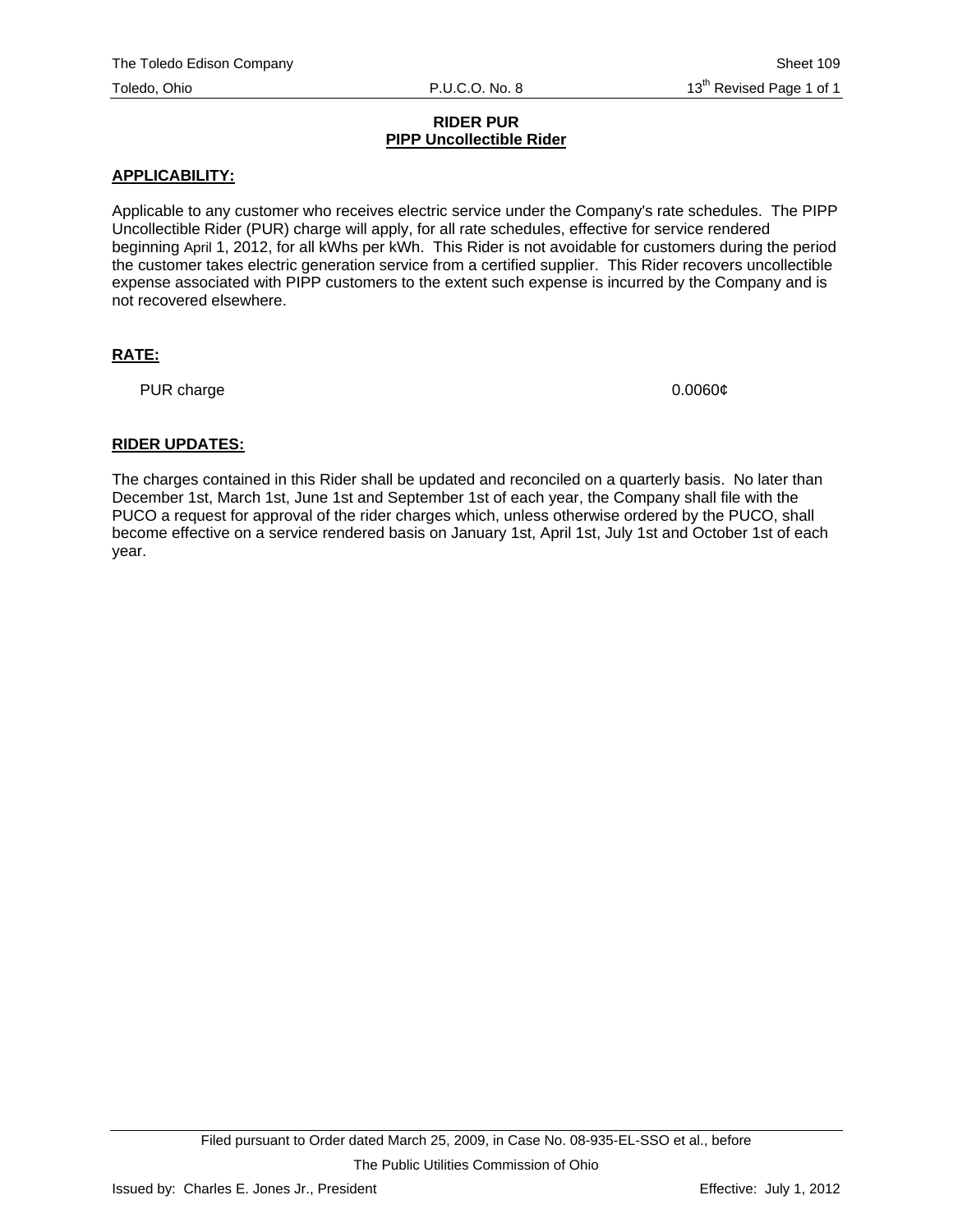# RIDER PUR
## PIPP Uncollectible Rider

**APPLICABILITY:**

Applicable to any customer who receives electric service under the Company's rate schedules. The PIPP Uncollectible Rider (PUR) charge will apply, for all rate schedules, effective for service rendered beginning April 1, 2012, for all kWhs per kWh. This Rider is not avoidable for customers during the period the customer takes electric generation service from a certified supplier. This Rider recovers uncollectible expense associated with PIPP customers to the extent such expense is incurred by the Company and is not recovered elsewhere.

**RATE:**

PUR charge 0.0060¢

**RIDER UPDATES:**

The charges contained in this Rider shall be updated and reconciled on a quarterly basis. No later than December 1st, March 1st, June 1st and September 1st of each year, the Company shall file with the PUCO a request for approval of the rider charges which, unless otherwise ordered by the PUCO, shall become effective on a service rendered basis on January 1st, April 1st, July 1st and October 1st of each year.

Filed pursuant to Order dated March 25, 2009, in Case No. 08-935-EL-SSO et al., before The Public Utilities Commission of Ohio

Issued by: Charles E. Jones Jr., President Effective: July 1, 2012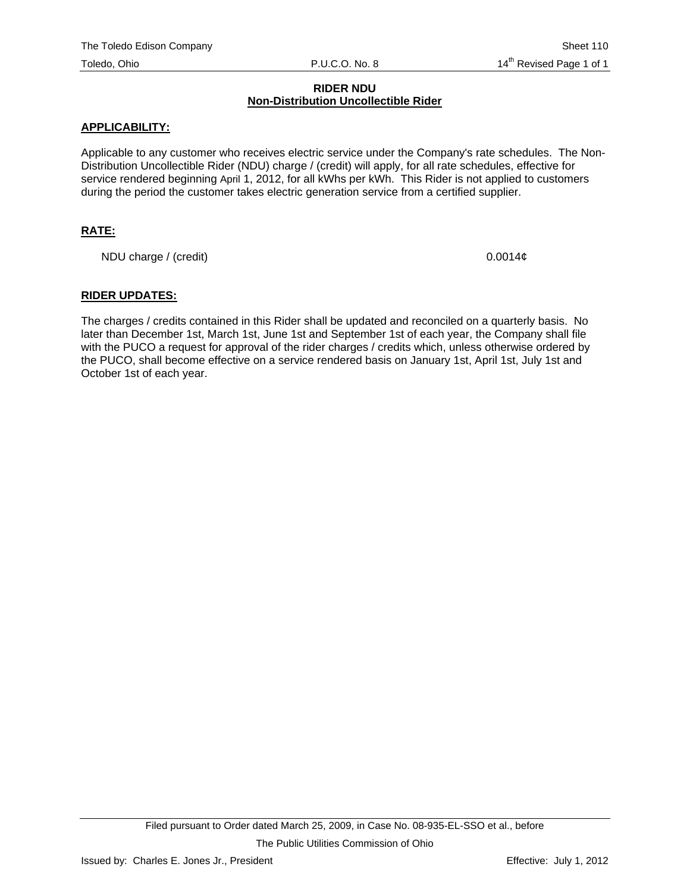# RIDER NDU

## Non-Distribution Uncollectible Rider

### APPLICABILITY:

Applicable to any customer who receives electric service under the Company's rate schedules. The Non-Distribution Uncollectible Rider (NDU) charge / (credit) will apply, for all rate schedules, effective for service rendered beginning April 1, 2012, for all kWhs per kWh. This Rider is not applied to customers during the period the customer takes electric generation service from a certified supplier.

### RATE:

| | |
|---|---|
| NDU charge / (credit) | 0.0014¢ |

### RIDER UPDATES:

The charges / credits contained in this Rider shall be updated and reconciled on a quarterly basis. No later than December 1st, March 1st, June 1st and September 1st of each year, the Company shall file with the PUCO a request for approval of the rider charges / credits which, unless otherwise ordered by the PUCO, shall become effective on a service rendered basis on January 1st, April 1st, July 1st and October 1st of each year.

Filed pursuant to Order dated March 25, 2009, in Case No. 08-935-EL-SSO et al., before The Public Utilities Commission of Ohio

Issued by: Charles E. Jones Jr., President

Effective: July 1, 2012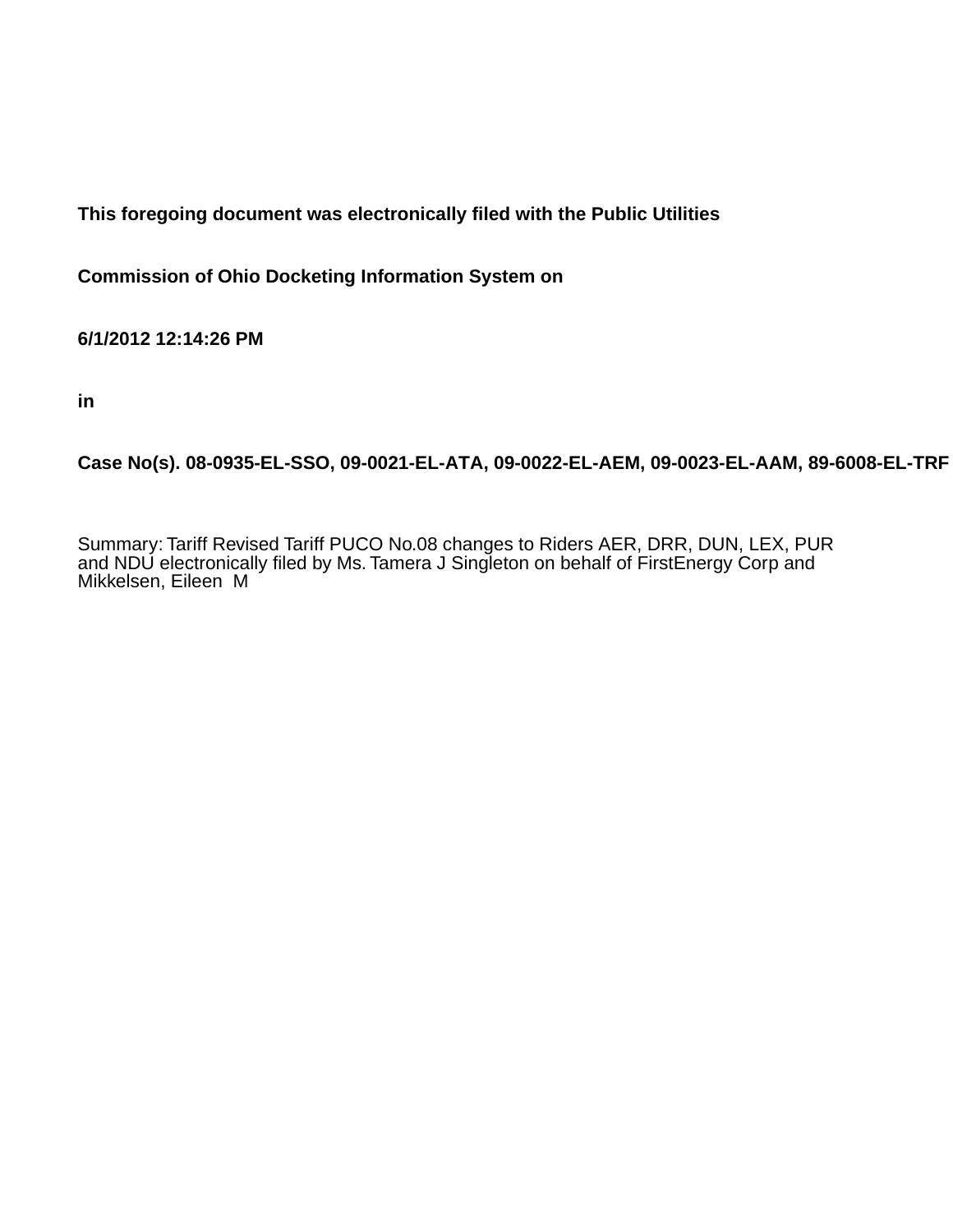**This foregoing document was electronically filed with the Public Utilities**

**Commission of Ohio Docketing Information System on**

**6/1/2012 12:14:26 PM**

**in**

**Case No(s). 08-0935-EL-SSO, 09-0021-EL-ATA, 09-0022-EL-AEM, 09-0023-EL-AAM, 89-6008-EL-TRF**

Summary: Tariff Revised Tariff PUCO No.08 changes to Riders AER, DRR, DUN, LEX, PUR and NDU electronically filed by Ms. Tamera J Singleton on behalf of FirstEnergy Corp and Mikkelsen, Eileen M